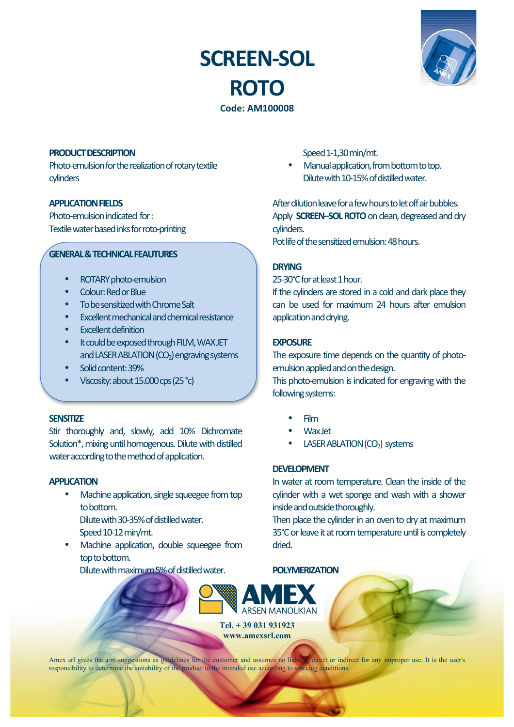# SCREEN-SOL ROTO

**Code: AM100008**

## PRODUCT DESCRIPTION

Photo-emulsion for the realization of rotary textile cylinders

## APPLICATION FIELDS

Photo-emulsion indicated for:
Textile water based inks for roto-printing

## GENERAL & TECHNICAL FEAUTURES

- ROTARY photo-emulsion
- Colour: Red or Blue
- To be sensitized with Chrome Salt
- Excellent mechanical and chemical resistance
- Excellent definition
- It could be exposed through FILM, WAX JET and LASER ABLATION ($CO_2$) engraving systems
- Solid content: 39%
- Viscosity: about 15.000 cps (25 °c)

## SENSITIZE

Stir thoroughly and, slowly, add 10% Dichromate Solution*, mixing until homogenous. Dilute with distilled water according to the method of application.

## APPLICATION

- Machine application, single squeegee from top to bottom.
  Dilute with 30-35% of distilled water.
  Speed 10-12 min/mt.
- Machine application, double squeegee from top to bottom.
  Dilute with maximum 5% of distilled water.
  Speed 1-1,30 min/mt.
- Manual application, from bottom to top.
  Dilute with 10-15% of distilled water.

After dilution leave for a few hours to let off air bubbles.
Apply **SCREEN–SOL ROTO** on clean, degreased and dry cylinders.
Pot life of the sensitized emulsion: 48 hours.

## DRYING

25-30°C for at least 1 hour.
If the cylinders are stored in a cold and dark place they can be used for maximum 24 hours after emulsion application and drying.

## EXPOSURE

The exposure time depends on the quantity of photo-emulsion applied and on the design.
This photo-emulsion is indicated for engraving with the following systems:

- Film
- Wax Jet
- LASER ABLATION ($CO_2$) systems

## DEVELOPMENT

In water at room temperature. Clean the inside of the cylinder with a wet sponge and wash with a shower inside and outside thoroughly.
Then place the cylinder in an oven to dry at maximum 35°C or leave it at room temperature until is completely dried.

## POLYMERIZATION

AMEX ARSEN MANOUKIAN

Tel. + 39 031 931923
www.amexsrl.com

Amex srl gives the a/m suggestions as guidelines for the customer and assumes no liability direct or indirect for any improper use. It is the user's responsibility to determine the suitability of the product to the intended use according to working conditions.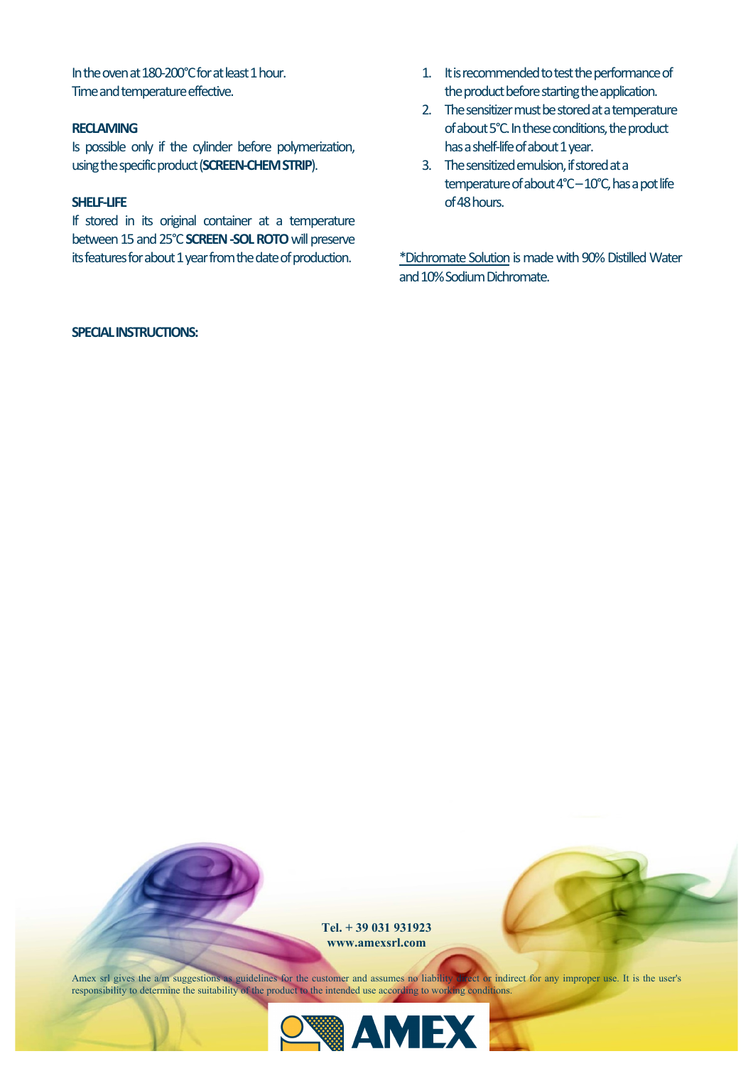In the oven at 180-200°C for at least 1 hour.
Time and temperature effective.

**RECLAMING**

Is possible only if the cylinder before polymerization, using the specific product (**SCREEN-CHEM STRIP**).

**SHELF-LIFE**

If stored in its original container at a temperature between 15 and 25°C **SCREEN -SOL ROTO** will preserve its features for about 1 year from the date of production.

1. It is recommended to test the performance of the product before starting the application.
2. The sensitizer must be stored at a temperature of about 5°C. In these conditions, the product has a shelf-life of about 1 year.
3. The sensitized emulsion, if stored at a temperature of about 4°C – 10°C, has a pot life of 48 hours.

*Dichromate Solution is made with 90% Distilled Water and 10% Sodium Dichromate.

**SPECIAL INSTRUCTIONS:**

**Tel. + 39 031 931923**
**www.amexsrl.com**

Amex srl gives the a/m suggestions as guidelines for the customer and assumes no liability direct or indirect for any improper use. It is the user's responsibility to determine the suitability of the product to the intended use according to working conditions.

AMEX